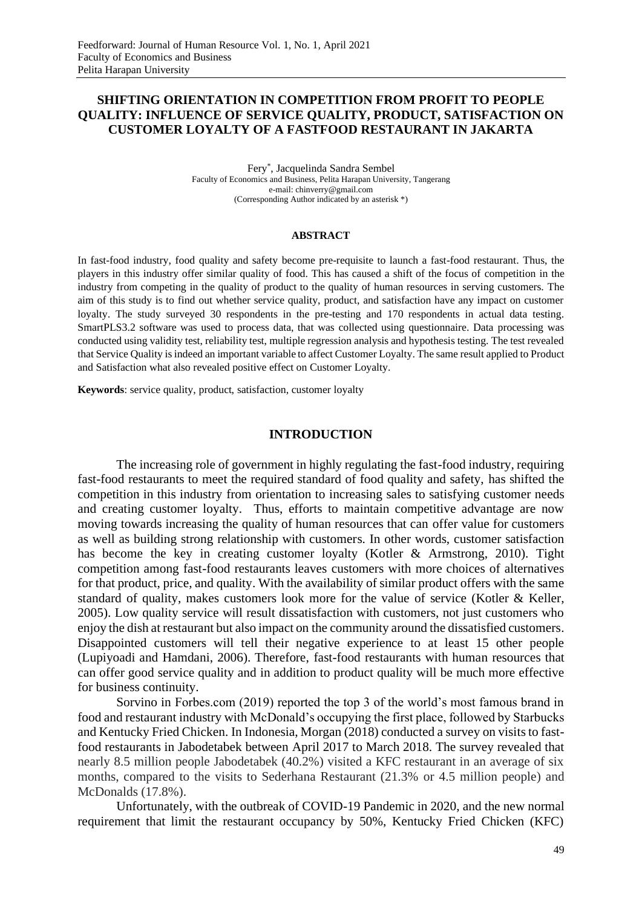# SHIFTING ORIENTATION IN COMPETITION FROM PROFIT TO PEOPLE QUALITY: INFLUENCE OF SERVICE QUALITY, PRODUCT, SATISFACTION ON CUSTOMER LOYALTY OF A FASTFOOD RESTAURANT IN JAKARTA

Fery*, Jacquelinda Sandra Sembel
Faculty of Economics and Business, Pelita Harapan University, Tangerang
e-mail: chinverry@gmail.com
(Corresponding Author indicated by an asterisk *)

## ABSTRACT

In fast-food industry, food quality and safety become pre-requisite to launch a fast-food restaurant. Thus, the players in this industry offer similar quality of food. This has caused a shift of the focus of competition in the industry from competing in the quality of product to the quality of human resources in serving customers. The aim of this study is to find out whether service quality, product, and satisfaction have any impact on customer loyalty. The study surveyed 30 respondents in the pre-testing and 170 respondents in actual data testing. SmartPLS3.2 software was used to process data, that was collected using questionnaire. Data processing was conducted using validity test, reliability test, multiple regression analysis and hypothesis testing. The test revealed that Service Quality is indeed an important variable to affect Customer Loyalty. The same result applied to Product and Satisfaction what also revealed positive effect on Customer Loyalty.

**Keywords**: service quality, product, satisfaction, customer loyalty

## INTRODUCTION

The increasing role of government in highly regulating the fast-food industry, requiring fast-food restaurants to meet the required standard of food quality and safety, has shifted the competition in this industry from orientation to increasing sales to satisfying customer needs and creating customer loyalty. Thus, efforts to maintain competitive advantage are now moving towards increasing the quality of human resources that can offer value for customers as well as building strong relationship with customers. In other words, customer satisfaction has become the key in creating customer loyalty (Kotler & Armstrong, 2010). Tight competition among fast-food restaurants leaves customers with more choices of alternatives for that product, price, and quality. With the availability of similar product offers with the same standard of quality, makes customers look more for the value of service (Kotler & Keller, 2005). Low quality service will result dissatisfaction with customers, not just customers who enjoy the dish at restaurant but also impact on the community around the dissatisfied customers. Disappointed customers will tell their negative experience to at least 15 other people (Lupiyoadi and Hamdani, 2006). Therefore, fast-food restaurants with human resources that can offer good service quality and in addition to product quality will be much more effective for business continuity.

Sorvino in Forbes.com (2019) reported the top 3 of the world's most famous brand in food and restaurant industry with McDonald's occupying the first place, followed by Starbucks and Kentucky Fried Chicken. In Indonesia, Morgan (2018) conducted a survey on visits to fast-food restaurants in Jabodetabek between April 2017 to March 2018. The survey revealed that nearly 8.5 million people Jabodetabek (40.2%) visited a KFC restaurant in an average of six months, compared to the visits to Sederhana Restaurant (21.3% or 4.5 million people) and McDonalds (17.8%).

Unfortunately, with the outbreak of COVID-19 Pandemic in 2020, and the new normal requirement that limit the restaurant occupancy by 50%, Kentucky Fried Chicken (KFC)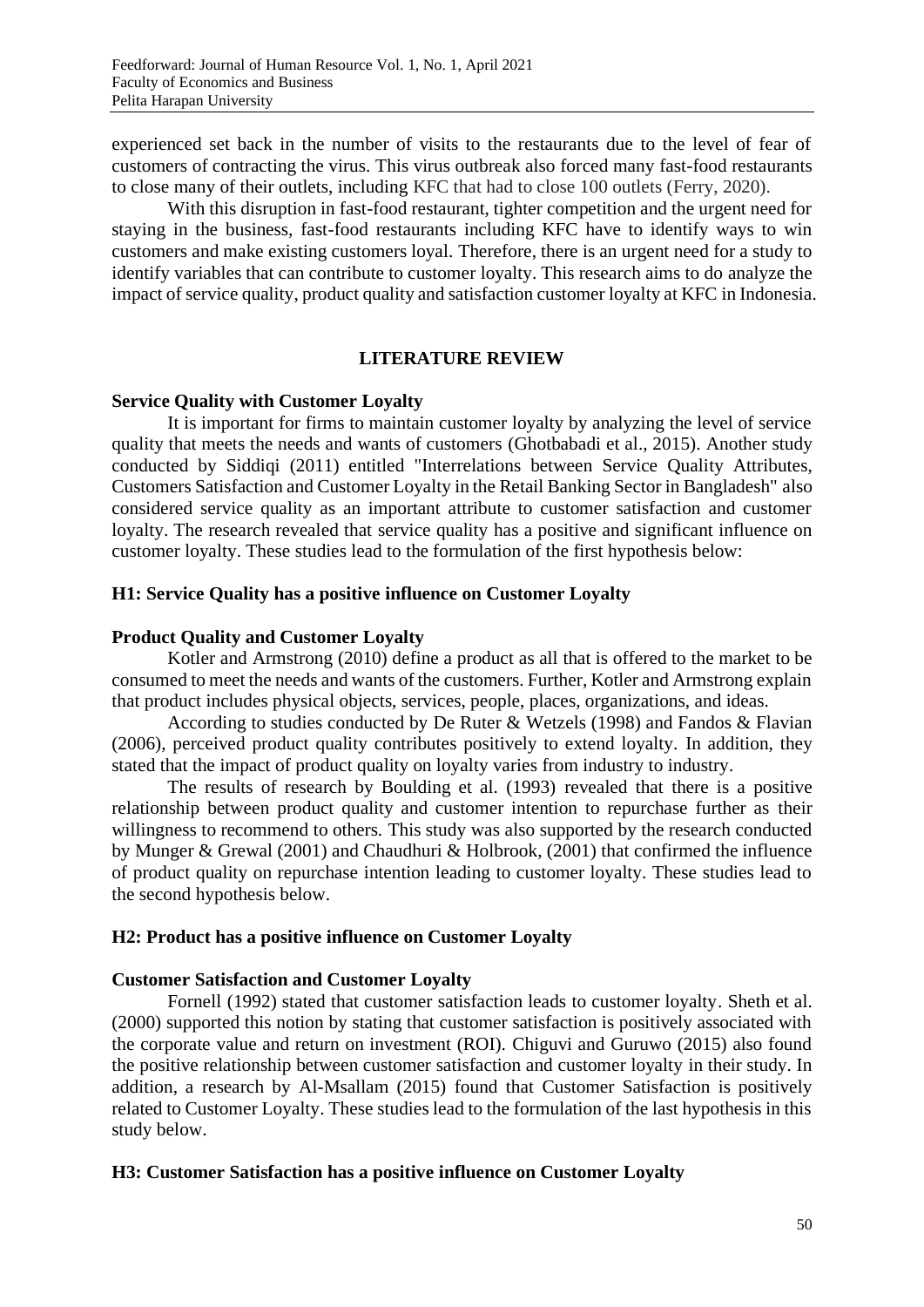experienced set back in the number of visits to the restaurants due to the level of fear of customers of contracting the virus. This virus outbreak also forced many fast-food restaurants to close many of their outlets, including KFC that had to close 100 outlets (Ferry, 2020).

With this disruption in fast-food restaurant, tighter competition and the urgent need for staying in the business, fast-food restaurants including KFC have to identify ways to win customers and make existing customers loyal. Therefore, there is an urgent need for a study to identify variables that can contribute to customer loyalty. This research aims to do analyze the impact of service quality, product quality and satisfaction customer loyalty at KFC in Indonesia.

## LITERATURE REVIEW

### Service Quality with Customer Loyalty

It is important for firms to maintain customer loyalty by analyzing the level of service quality that meets the needs and wants of customers (Ghotbabadi et al., 2015). Another study conducted by Siddiqi (2011) entitled "Interrelations between Service Quality Attributes, Customers Satisfaction and Customer Loyalty in the Retail Banking Sector in Bangladesh" also considered service quality as an important attribute to customer satisfaction and customer loyalty. The research revealed that service quality has a positive and significant influence on customer loyalty. These studies lead to the formulation of the first hypothesis below:

**H1: Service Quality has a positive influence on Customer Loyalty**

### Product Quality and Customer Loyalty

Kotler and Armstrong (2010) define a product as all that is offered to the market to be consumed to meet the needs and wants of the customers. Further, Kotler and Armstrong explain that product includes physical objects, services, people, places, organizations, and ideas.

According to studies conducted by De Ruter & Wetzels (1998) and Fandos & Flavian (2006), perceived product quality contributes positively to extend loyalty. In addition, they stated that the impact of product quality on loyalty varies from industry to industry.

The results of research by Boulding et al. (1993) revealed that there is a positive relationship between product quality and customer intention to repurchase further as their willingness to recommend to others. This study was also supported by the research conducted by Munger & Grewal (2001) and Chaudhuri & Holbrook, (2001) that confirmed the influence of product quality on repurchase intention leading to customer loyalty. These studies lead to the second hypothesis below.

**H2: Product has a positive influence on Customer Loyalty**

### Customer Satisfaction and Customer Loyalty

Fornell (1992) stated that customer satisfaction leads to customer loyalty. Sheth et al. (2000) supported this notion by stating that customer satisfaction is positively associated with the corporate value and return on investment (ROI). Chiguvi and Guruwo (2015) also found the positive relationship between customer satisfaction and customer loyalty in their study. In addition, a research by Al-Msallam (2015) found that Customer Satisfaction is positively related to Customer Loyalty. These studies lead to the formulation of the last hypothesis in this study below.

**H3: Customer Satisfaction has a positive influence on Customer Loyalty**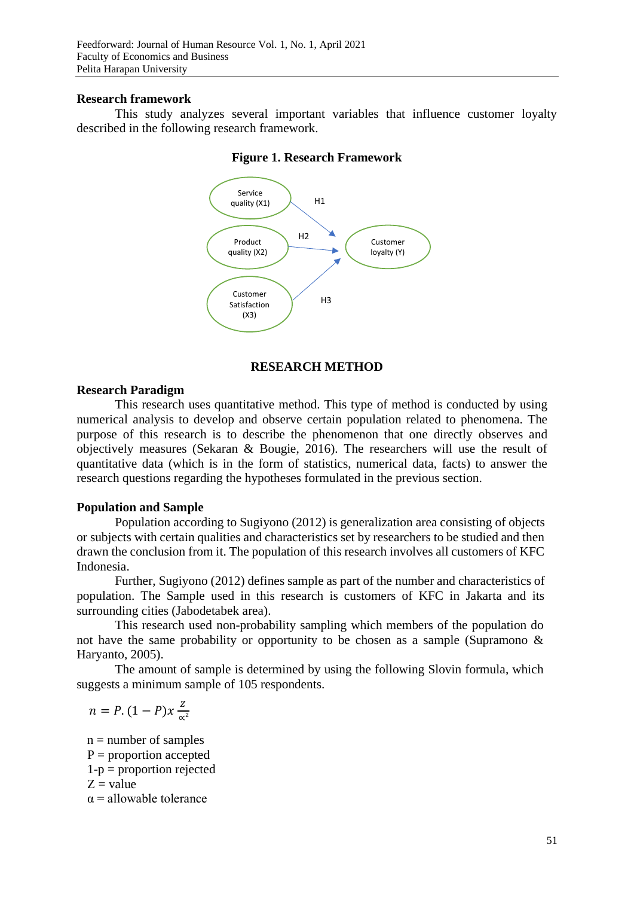## Research framework

This study analyzes several important variables that influence customer loyalty described in the following research framework.

**Figure 1. Research Framework**

## RESEARCH METHOD

### Research Paradigm

This research uses quantitative method. This type of method is conducted by using numerical analysis to develop and observe certain population related to phenomena. The purpose of this research is to describe the phenomenon that one directly observes and objectively measures (Sekaran & Bougie, 2016). The researchers will use the result of quantitative data (which is in the form of statistics, numerical data, facts) to answer the research questions regarding the hypotheses formulated in the previous section.

### Population and Sample

Population according to Sugiyono (2012) is generalization area consisting of objects or subjects with certain qualities and characteristics set by researchers to be studied and then drawn the conclusion from it. The population of this research involves all customers of KFC Indonesia.

Further, Sugiyono (2012) defines sample as part of the number and characteristics of population. The Sample used in this research is customers of KFC in Jakarta and its surrounding cities (Jabodetabek area).

This research used non-probability sampling which members of the population do not have the same probability or opportunity to be chosen as a sample (Supramono & Haryanto, 2005).

The amount of sample is determined by using the following Slovin formula, which suggests a minimum sample of 105 respondents.

$$n = P.(1 - P)x\,\frac{Z}{\alpha^2}$$

n = number of samples
P = proportion accepted
1-p = proportion rejected
Z = value
α = allowable tolerance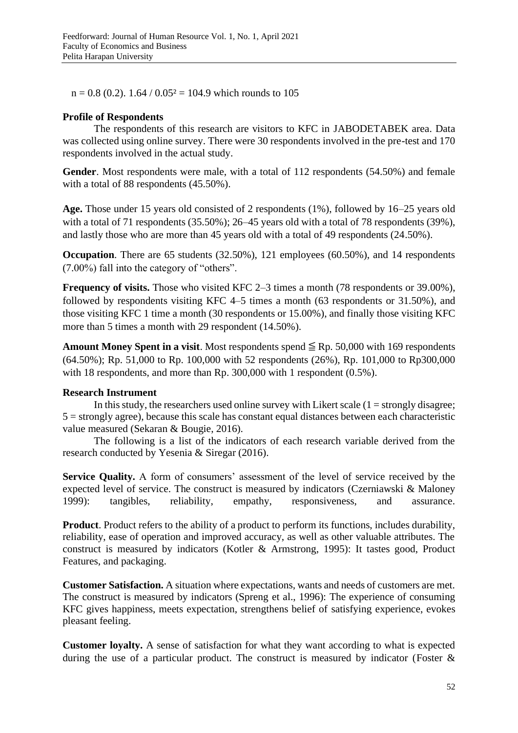$n = 0.8\ (0.2).\ 1.64 / 0.05^2 = 104.9$ which rounds to 105

### Profile of Respondents

The respondents of this research are visitors to KFC in JABODETABEK area. Data was collected using online survey. There were 30 respondents involved in the pre-test and 170 respondents involved in the actual study.

**Gender**. Most respondents were male, with a total of 112 respondents (54.50%) and female with a total of 88 respondents (45.50%).

**Age.** Those under 15 years old consisted of 2 respondents (1%), followed by 16–25 years old with a total of 71 respondents (35.50%); 26–45 years old with a total of 78 respondents (39%), and lastly those who are more than 45 years old with a total of 49 respondents (24.50%).

**Occupation**. There are 65 students (32.50%), 121 employees (60.50%), and 14 respondents (7.00%) fall into the category of "others".

**Frequency of visits.** Those who visited KFC 2–3 times a month (78 respondents or 39.00%), followed by respondents visiting KFC 4–5 times a month (63 respondents or 31.50%), and those visiting KFC 1 time a month (30 respondents or 15.00%), and finally those visiting KFC more than 5 times a month with 29 respondent (14.50%).

**Amount Money Spent in a visit**. Most respondents spend ≦ Rp. 50,000 with 169 respondents (64.50%); Rp. 51,000 to Rp. 100,000 with 52 respondents (26%), Rp. 101,000 to Rp300,000 with 18 respondents, and more than Rp. 300,000 with 1 respondent (0.5%).

### Research Instrument

In this study, the researchers used online survey with Likert scale (1 = strongly disagree; 5 = strongly agree), because this scale has constant equal distances between each characteristic value measured (Sekaran & Bougie, 2016).

The following is a list of the indicators of each research variable derived from the research conducted by Yesenia & Siregar (2016).

**Service Quality.** A form of consumers' assessment of the level of service received by the expected level of service. The construct is measured by indicators (Czerniawski & Maloney 1999): tangibles, reliability, empathy, responsiveness, and assurance.

**Product**. Product refers to the ability of a product to perform its functions, includes durability, reliability, ease of operation and improved accuracy, as well as other valuable attributes. The construct is measured by indicators (Kotler & Armstrong, 1995): It tastes good, Product Features, and packaging.

**Customer Satisfaction.** A situation where expectations, wants and needs of customers are met. The construct is measured by indicators (Spreng et al., 1996): The experience of consuming KFC gives happiness, meets expectation, strengthens belief of satisfying experience, evokes pleasant feeling.

**Customer loyalty.** A sense of satisfaction for what they want according to what is expected during the use of a particular product. The construct is measured by indicator (Foster &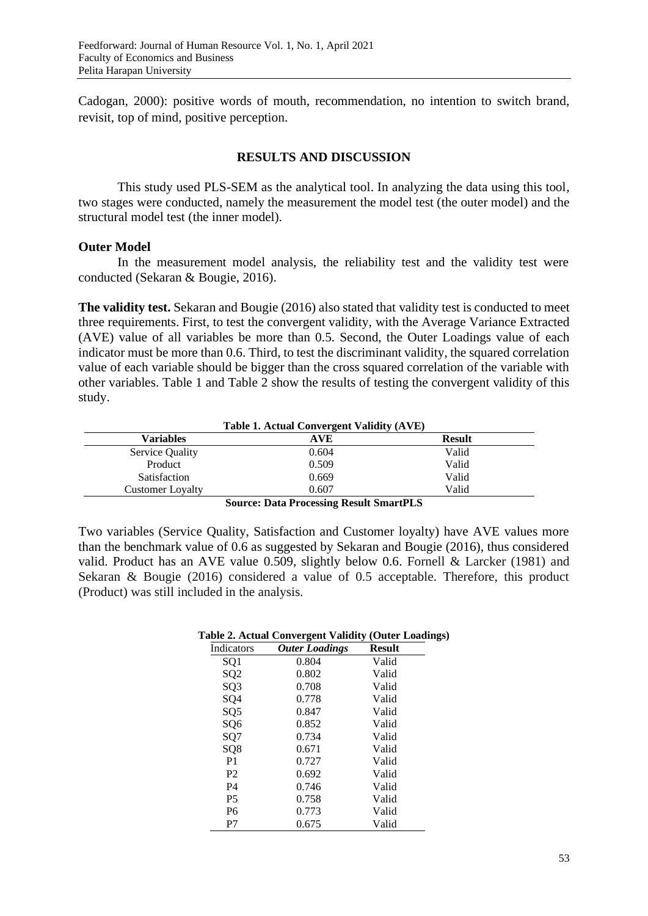Cadogan, 2000): positive words of mouth, recommendation, no intention to switch brand, revisit, top of mind, positive perception.

## RESULTS AND DISCUSSION

This study used PLS-SEM as the analytical tool. In analyzing the data using this tool, two stages were conducted, namely the measurement the model test (the outer model) and the structural model test (the inner model).

### Outer Model

In the measurement model analysis, the reliability test and the validity test were conducted (Sekaran & Bougie, 2016).

**The validity test.** Sekaran and Bougie (2016) also stated that validity test is conducted to meet three requirements. First, to test the convergent validity, with the Average Variance Extracted (AVE) value of all variables be more than 0.5. Second, the Outer Loadings value of each indicator must be more than 0.6. Third, to test the discriminant validity, the squared correlation value of each variable should be bigger than the cross squared correlation of the variable with other variables. Table 1 and Table 2 show the results of testing the convergent validity of this study.

**Table 1. Actual Convergent Validity (AVE)**

| Variables | AVE | Result |
|---|---|---|
| Service Quality | 0.604 | Valid |
| Product | 0.509 | Valid |
| Satisfaction | 0.669 | Valid |
| Customer Loyalty | 0.607 | Valid |

**Source: Data Processing Result SmartPLS**

Two variables (Service Quality, Satisfaction and Customer loyalty) have AVE values more than the benchmark value of 0.6 as suggested by Sekaran and Bougie (2016), thus considered valid. Product has an AVE value 0.509, slightly below 0.6. Fornell & Larcker (1981) and Sekaran & Bougie (2016) considered a value of 0.5 acceptable. Therefore, this product (Product) was still included in the analysis.

**Table 2. Actual Convergent Validity (Outer Loadings)**

| Indicators | *Outer Loadings* | Result |
|---|---|---|
| SQ1 | 0.804 | Valid |
| SQ2 | 0.802 | Valid |
| SQ3 | 0.708 | Valid |
| SQ4 | 0.778 | Valid |
| SQ5 | 0.847 | Valid |
| SQ6 | 0.852 | Valid |
| SQ7 | 0.734 | Valid |
| SQ8 | 0.671 | Valid |
| P1 | 0.727 | Valid |
| P2 | 0.692 | Valid |
| P4 | 0.746 | Valid |
| P5 | 0.758 | Valid |
| P6 | 0.773 | Valid |
| P7 | 0.675 | Valid |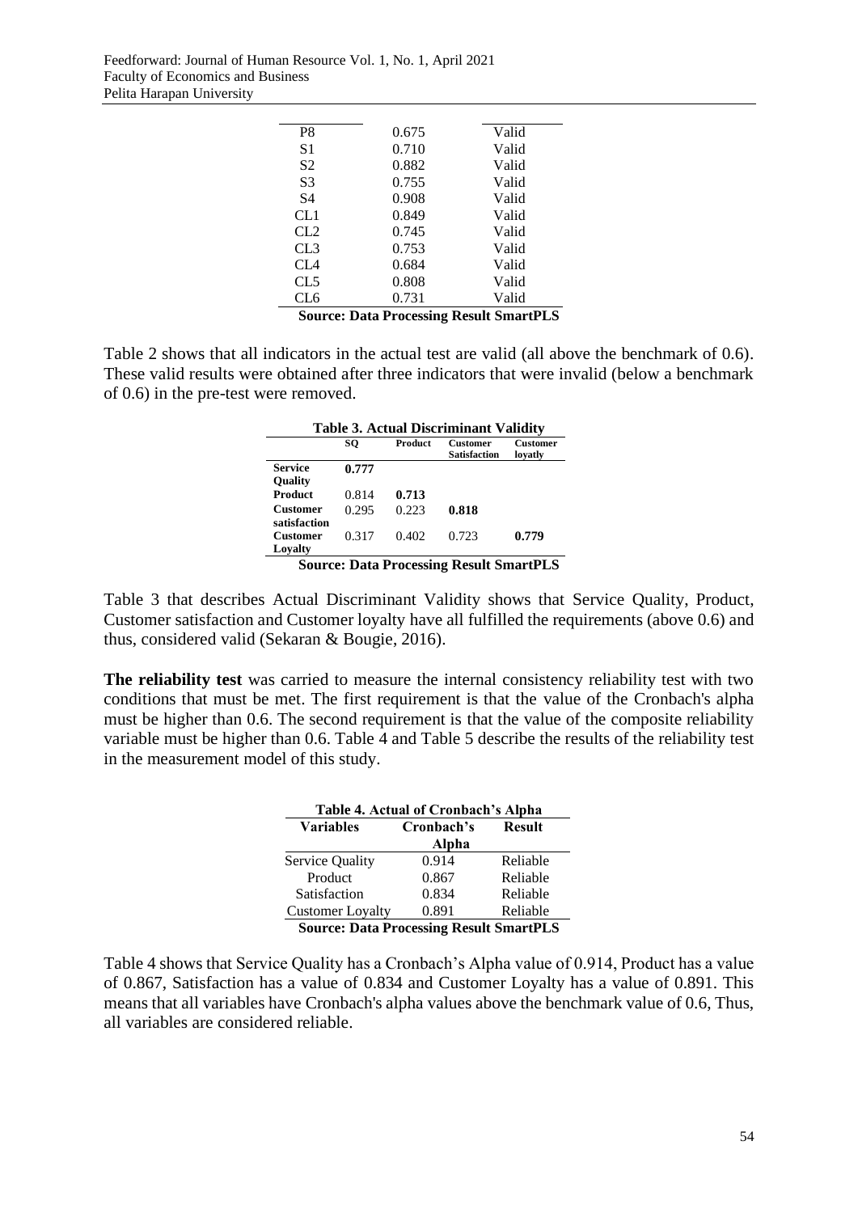| | | |
|---|---|---|
| P8 | 0.675 | Valid |
| S1 | 0.710 | Valid |
| S2 | 0.882 | Valid |
| S3 | 0.755 | Valid |
| S4 | 0.908 | Valid |
| CL1 | 0.849 | Valid |
| CL2 | 0.745 | Valid |
| CL3 | 0.753 | Valid |
| CL4 | 0.684 | Valid |
| CL5 | 0.808 | Valid |
| CL6 | 0.731 | Valid |

**Source: Data Processing Result SmartPLS**

Table 2 shows that all indicators in the actual test are valid (all above the benchmark of 0.6). These valid results were obtained after three indicators that were invalid (below a benchmark of 0.6) in the pre-test were removed.

**Table 3. Actual Discriminant Validity**

| | SQ | Product | Customer Satisfaction | Customer loyatly |
|---|---|---|---|---|
| **Service Quality** | **0.777** | | | |
| **Product** | 0.814 | **0.713** | | |
| **Customer satisfaction** | 0.295 | 0.223 | **0.818** | |
| **Customer Loyalty** | 0.317 | 0.402 | 0.723 | **0.779** |

**Source: Data Processing Result SmartPLS**

Table 3 that describes Actual Discriminant Validity shows that Service Quality, Product, Customer satisfaction and Customer loyalty have all fulfilled the requirements (above 0.6) and thus, considered valid (Sekaran & Bougie, 2016).

**The reliability test** was carried to measure the internal consistency reliability test with two conditions that must be met. The first requirement is that the value of the Cronbach's alpha must be higher than 0.6. The second requirement is that the value of the composite reliability variable must be higher than 0.6. Table 4 and Table 5 describe the results of the reliability test in the measurement model of this study.

**Table 4. Actual of Cronbach's Alpha**

| Variables | Cronbach's Alpha | Result |
|---|---|---|
| Service Quality | 0.914 | Reliable |
| Product | 0.867 | Reliable |
| Satisfaction | 0.834 | Reliable |
| Customer Loyalty | 0.891 | Reliable |

**Source: Data Processing Result SmartPLS**

Table 4 shows that Service Quality has a Cronbach's Alpha value of 0.914, Product has a value of 0.867, Satisfaction has a value of 0.834 and Customer Loyalty has a value of 0.891. This means that all variables have Cronbach's alpha values above the benchmark value of 0.6, Thus, all variables are considered reliable.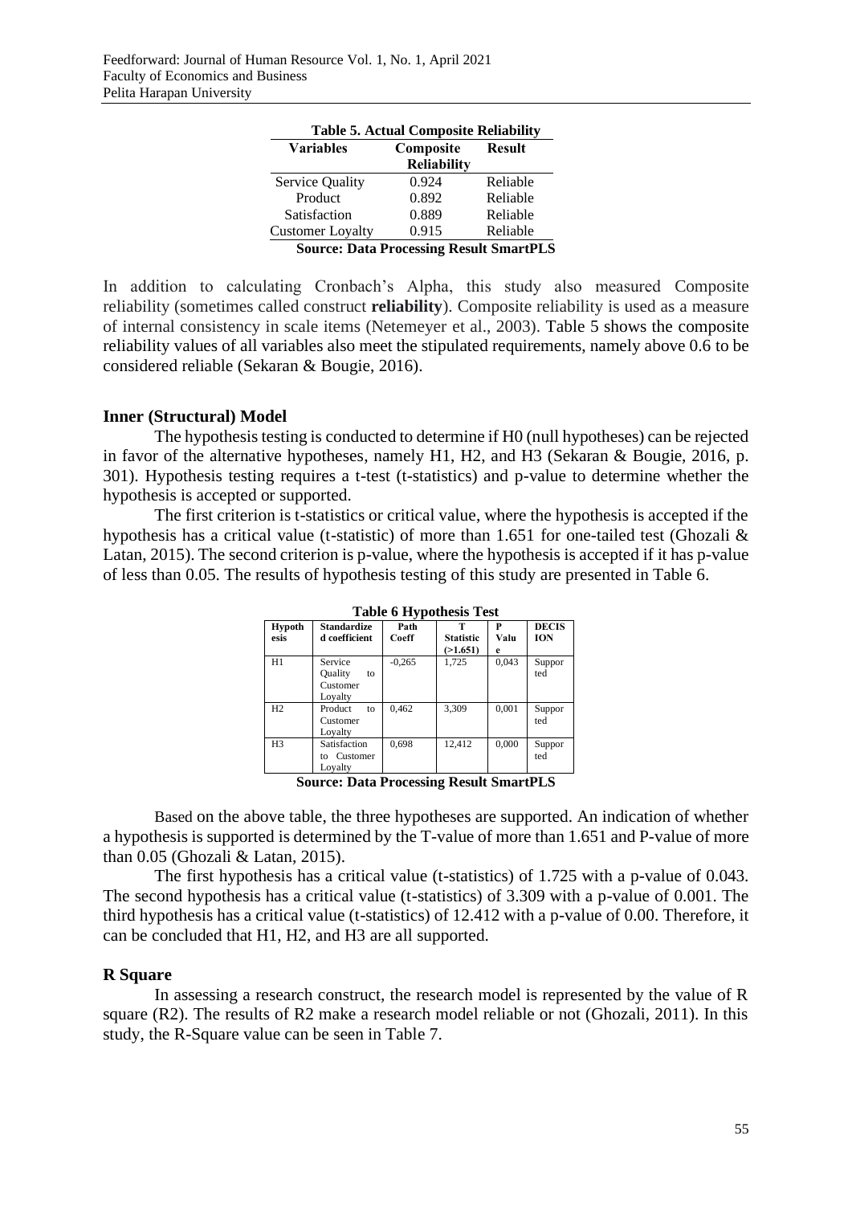**Table 5. Actual Composite Reliability**

| Variables | Composite Reliability | Result |
|---|---|---|
| Service Quality | 0.924 | Reliable |
| Product | 0.892 | Reliable |
| Satisfaction | 0.889 | Reliable |
| Customer Loyalty | 0.915 | Reliable |

**Source: Data Processing Result SmartPLS**

In addition to calculating Cronbach's Alpha, this study also measured Composite reliability (sometimes called construct **reliability**). Composite reliability is used as a measure of internal consistency in scale items (Netemeyer et al., 2003). Table 5 shows the composite reliability values of all variables also meet the stipulated requirements, namely above 0.6 to be considered reliable (Sekaran & Bougie, 2016).

## Inner (Structural) Model

The hypothesis testing is conducted to determine if H0 (null hypotheses) can be rejected in favor of the alternative hypotheses, namely H1, H2, and H3 (Sekaran & Bougie, 2016, p. 301). Hypothesis testing requires a t-test (t-statistics) and p-value to determine whether the hypothesis is accepted or supported.

The first criterion is t-statistics or critical value, where the hypothesis is accepted if the hypothesis has a critical value (t-statistic) of more than 1.651 for one-tailed test (Ghozali & Latan, 2015). The second criterion is p-value, where the hypothesis is accepted if it has p-value of less than 0.05. The results of hypothesis testing of this study are presented in Table 6.

**Table 6 Hypothesis Test**

| Hypothesis | Standardized coefficient | Path Coeff | T Statistic (>1.651) | P Value | DECISION |
|---|---|---|---|---|---|
| H1 | Service Quality to Customer Loyalty | -0,265 | 1,725 | 0,043 | Supported |
| H2 | Product to Customer Loyalty | 0,462 | 3,309 | 0,001 | Supported |
| H3 | Satisfaction to Customer Loyalty | 0,698 | 12,412 | 0,000 | Supported |

**Source: Data Processing Result SmartPLS**

Based on the above table, the three hypotheses are supported. An indication of whether a hypothesis is supported is determined by the T-value of more than 1.651 and P-value of more than 0.05 (Ghozali & Latan, 2015).

The first hypothesis has a critical value (t-statistics) of 1.725 with a p-value of 0.043. The second hypothesis has a critical value (t-statistics) of 3.309 with a p-value of 0.001. The third hypothesis has a critical value (t-statistics) of 12.412 with a p-value of 0.00. Therefore, it can be concluded that H1, H2, and H3 are all supported.

## R Square

In assessing a research construct, the research model is represented by the value of R square (R2). The results of R2 make a research model reliable or not (Ghozali, 2011). In this study, the R-Square value can be seen in Table 7.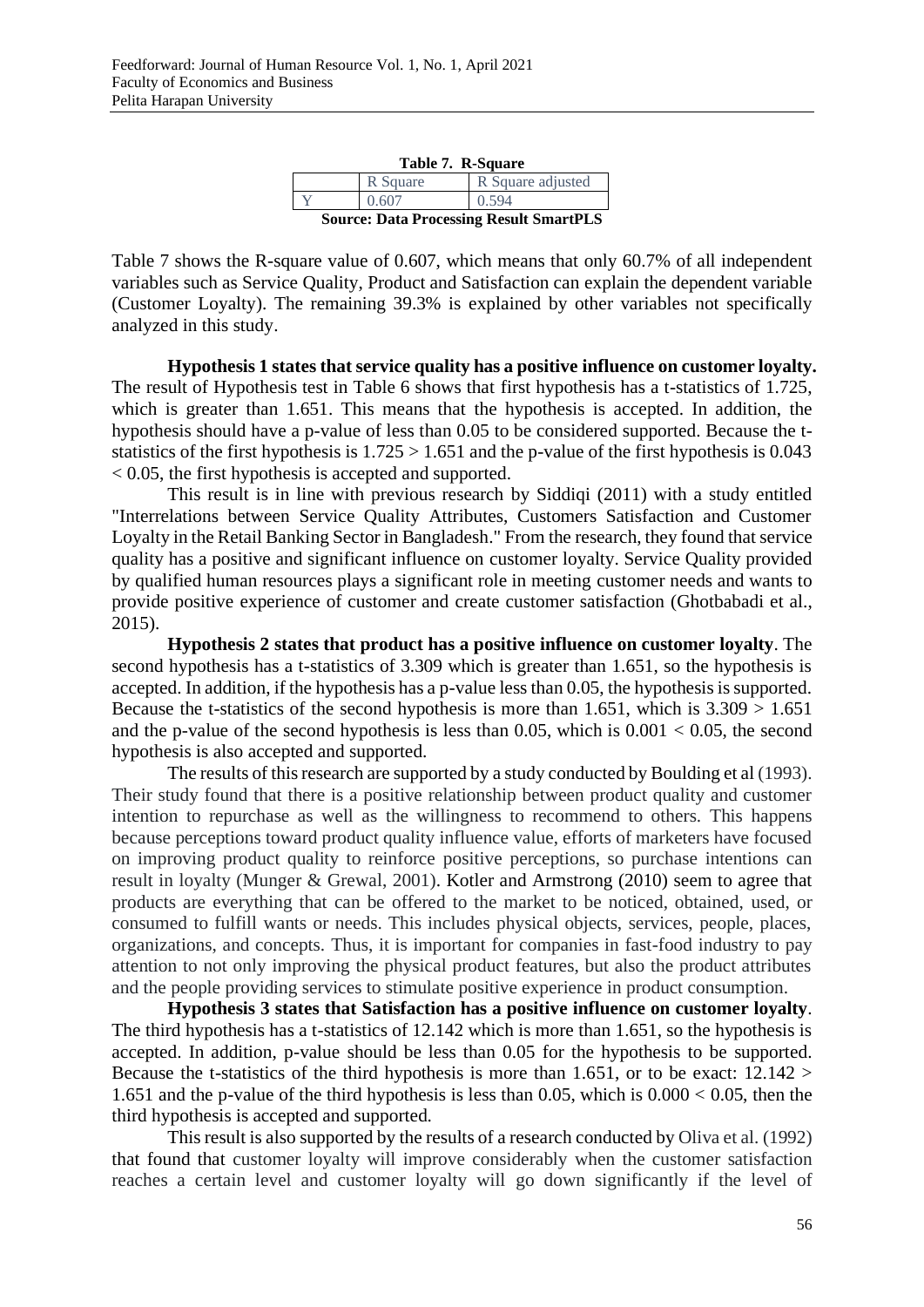**Table 7. R-Square**

| | R Square | R Square adjusted |
|---|---|---|
| Y | 0.607 | 0.594 |

**Source: Data Processing Result SmartPLS**

Table 7 shows the R-square value of 0.607, which means that only 60.7% of all independent variables such as Service Quality, Product and Satisfaction can explain the dependent variable (Customer Loyalty). The remaining 39.3% is explained by other variables not specifically analyzed in this study.

**Hypothesis 1 states that service quality has a positive influence on customer loyalty.** The result of Hypothesis test in Table 6 shows that first hypothesis has a t-statistics of 1.725, which is greater than 1.651. This means that the hypothesis is accepted. In addition, the hypothesis should have a p-value of less than 0.05 to be considered supported. Because the t-statistics of the first hypothesis is $1.725 > 1.651$ and the p-value of the first hypothesis is $0.043 < 0.05$, the first hypothesis is accepted and supported.

This result is in line with previous research by Siddiqi (2011) with a study entitled "Interrelations between Service Quality Attributes, Customers Satisfaction and Customer Loyalty in the Retail Banking Sector in Bangladesh." From the research, they found that service quality has a positive and significant influence on customer loyalty. Service Quality provided by qualified human resources plays a significant role in meeting customer needs and wants to provide positive experience of customer and create customer satisfaction (Ghotbabadi et al., 2015).

**Hypothesis 2 states that product has a positive influence on customer loyalty**. The second hypothesis has a t-statistics of 3.309 which is greater than 1.651, so the hypothesis is accepted. In addition, if the hypothesis has a p-value less than 0.05, the hypothesis is supported. Because the t-statistics of the second hypothesis is more than 1.651, which is $3.309 > 1.651$ and the p-value of the second hypothesis is less than 0.05, which is $0.001 < 0.05$, the second hypothesis is also accepted and supported.

The results of this research are supported by a study conducted by Boulding et al (1993). Their study found that there is a positive relationship between product quality and customer intention to repurchase as well as the willingness to recommend to others. This happens because perceptions toward product quality influence value, efforts of marketers have focused on improving product quality to reinforce positive perceptions, so purchase intentions can result in loyalty (Munger & Grewal, 2001). Kotler and Armstrong (2010) seem to agree that products are everything that can be offered to the market to be noticed, obtained, used, or consumed to fulfill wants or needs. This includes physical objects, services, people, places, organizations, and concepts. Thus, it is important for companies in fast-food industry to pay attention to not only improving the physical product features, but also the product attributes and the people providing services to stimulate positive experience in product consumption.

**Hypothesis 3 states that Satisfaction has a positive influence on customer loyalty**. The third hypothesis has a t-statistics of 12.142 which is more than 1.651, so the hypothesis is accepted. In addition, p-value should be less than 0.05 for the hypothesis to be supported. Because the t-statistics of the third hypothesis is more than 1.651, or to be exact: $12.142 > 1.651$ and the p-value of the third hypothesis is less than 0.05, which is $0.000 < 0.05$, then the third hypothesis is accepted and supported.

This result is also supported by the results of a research conducted by Oliva et al. (1992) that found that customer loyalty will improve considerably when the customer satisfaction reaches a certain level and customer loyalty will go down significantly if the level of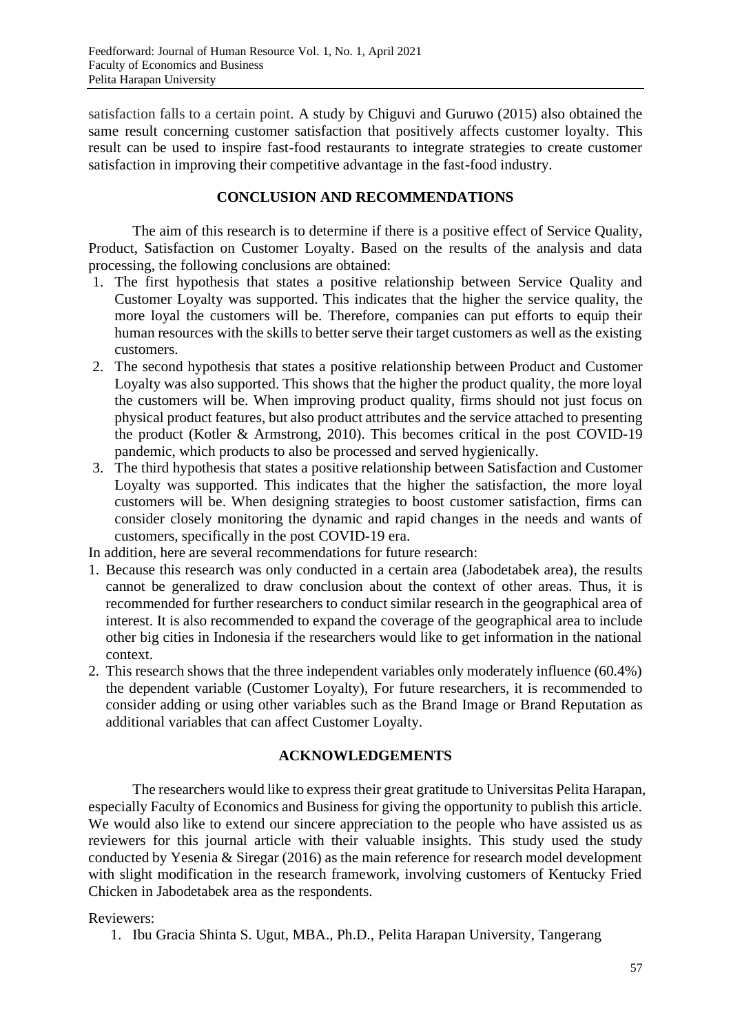satisfaction falls to a certain point. A study by Chiguvi and Guruwo (2015) also obtained the same result concerning customer satisfaction that positively affects customer loyalty. This result can be used to inspire fast-food restaurants to integrate strategies to create customer satisfaction in improving their competitive advantage in the fast-food industry.

## CONCLUSION AND RECOMMENDATIONS

The aim of this research is to determine if there is a positive effect of Service Quality, Product, Satisfaction on Customer Loyalty. Based on the results of the analysis and data processing, the following conclusions are obtained:

1. The first hypothesis that states a positive relationship between Service Quality and Customer Loyalty was supported. This indicates that the higher the service quality, the more loyal the customers will be. Therefore, companies can put efforts to equip their human resources with the skills to better serve their target customers as well as the existing customers.
2. The second hypothesis that states a positive relationship between Product and Customer Loyalty was also supported. This shows that the higher the product quality, the more loyal the customers will be. When improving product quality, firms should not just focus on physical product features, but also product attributes and the service attached to presenting the product (Kotler & Armstrong, 2010). This becomes critical in the post COVID-19 pandemic, which products to also be processed and served hygienically.
3. The third hypothesis that states a positive relationship between Satisfaction and Customer Loyalty was supported. This indicates that the higher the satisfaction, the more loyal customers will be. When designing strategies to boost customer satisfaction, firms can consider closely monitoring the dynamic and rapid changes in the needs and wants of customers, specifically in the post COVID-19 era.

In addition, here are several recommendations for future research:

1. Because this research was only conducted in a certain area (Jabodetabek area), the results cannot be generalized to draw conclusion about the context of other areas. Thus, it is recommended for further researchers to conduct similar research in the geographical area of interest. It is also recommended to expand the coverage of the geographical area to include other big cities in Indonesia if the researchers would like to get information in the national context.
2. This research shows that the three independent variables only moderately influence (60.4%) the dependent variable (Customer Loyalty), For future researchers, it is recommended to consider adding or using other variables such as the Brand Image or Brand Reputation as additional variables that can affect Customer Loyalty.

## ACKNOWLEDGEMENTS

The researchers would like to express their great gratitude to Universitas Pelita Harapan, especially Faculty of Economics and Business for giving the opportunity to publish this article. We would also like to extend our sincere appreciation to the people who have assisted us as reviewers for this journal article with their valuable insights. This study used the study conducted by Yesenia & Siregar (2016) as the main reference for research model development with slight modification in the research framework, involving customers of Kentucky Fried Chicken in Jabodetabek area as the respondents.

Reviewers:

1. Ibu Gracia Shinta S. Ugut, MBA., Ph.D., Pelita Harapan University, Tangerang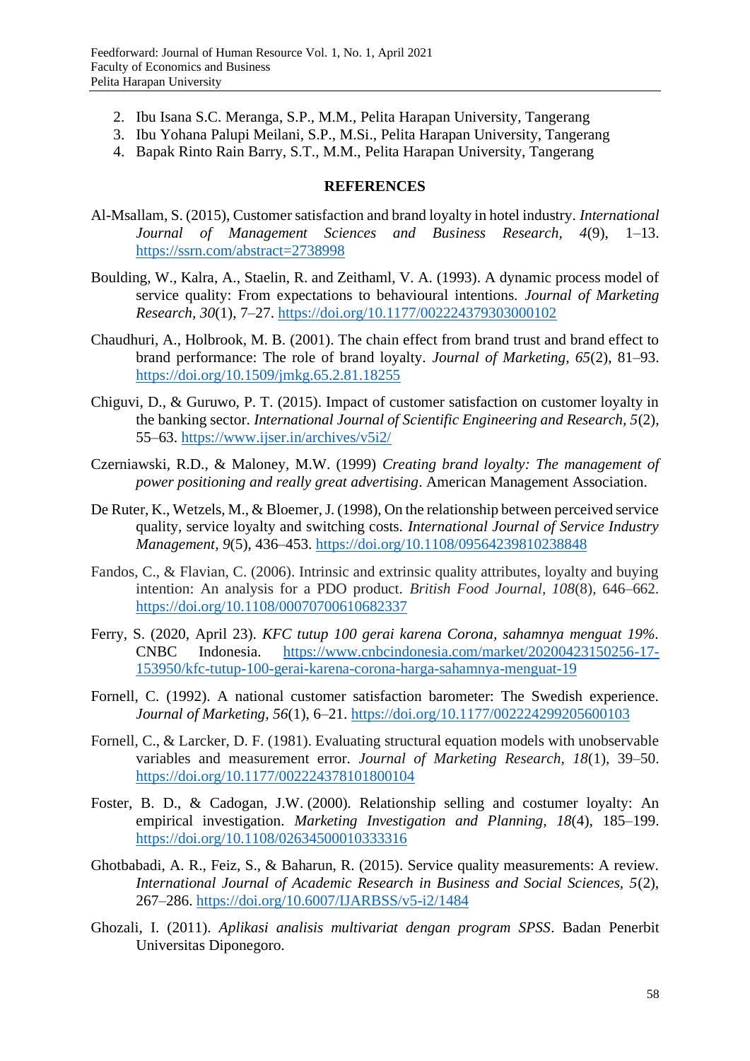2. Ibu Isana S.C. Meranga, S.P., M.M., Pelita Harapan University, Tangerang
3. Ibu Yohana Palupi Meilani, S.P., M.Si., Pelita Harapan University, Tangerang
4. Bapak Rinto Rain Barry, S.T., M.M., Pelita Harapan University, Tangerang

## REFERENCES

Al-Msallam, S. (2015), Customer satisfaction and brand loyalty in hotel industry. *International Journal of Management Sciences and Business Research, 4*(9), 1–13. https://ssrn.com/abstract=2738998

Boulding, W., Kalra, A., Staelin, R. and Zeithaml, V. A. (1993). A dynamic process model of service quality: From expectations to behavioural intentions. *Journal of Marketing Research, 30*(1), 7–27. https://doi.org/10.1177/002224379303000102

Chaudhuri, A., Holbrook, M. B. (2001). The chain effect from brand trust and brand effect to brand performance: The role of brand loyalty. *Journal of Marketing, 65*(2), 81–93. https://doi.org/10.1509/jmkg.65.2.81.18255

Chiguvi, D., & Guruwo, P. T. (2015). Impact of customer satisfaction on customer loyalty in the banking sector. *International Journal of Scientific Engineering and Research, 5*(2), 55–63. https://www.ijser.in/archives/v5i2/

Czerniawski, R.D., & Maloney, M.W. (1999) *Creating brand loyalty: The management of power positioning and really great advertising*. American Management Association.

De Ruter, K., Wetzels, M., & Bloemer, J. (1998), On the relationship between perceived service quality, service loyalty and switching costs. *International Journal of Service Industry Management, 9*(5), 436–453. https://doi.org/10.1108/09564239810238848

Fandos, C., & Flavian, C. (2006). Intrinsic and extrinsic quality attributes, loyalty and buying intention: An analysis for a PDO product. *British Food Journal, 108*(8), 646–662. https://doi.org/10.1108/00070700610682337

Ferry, S. (2020, April 23). *KFC tutup 100 gerai karena Corona, sahamnya menguat 19%*. CNBC Indonesia. https://www.cnbcindonesia.com/market/20200423150256-17-153950/kfc-tutup-100-gerai-karena-corona-harga-sahamnya-menguat-19

Fornell, C. (1992). A national customer satisfaction barometer: The Swedish experience. *Journal of Marketing, 56*(1), 6–21. https://doi.org/10.1177/002224299205600103

Fornell, C., & Larcker, D. F. (1981). Evaluating structural equation models with unobservable variables and measurement error. *Journal of Marketing Research, 18*(1), 39–50. https://doi.org/10.1177/002224378101800104

Foster, B. D., & Cadogan, J.W. (2000). Relationship selling and costumer loyalty: An empirical investigation. *Marketing Investigation and Planning, 18*(4), 185–199. https://doi.org/10.1108/02634500010333316

Ghotbabadi, A. R., Feiz, S., & Baharun, R. (2015). Service quality measurements: A review. *International Journal of Academic Research in Business and Social Sciences, 5*(2), 267–286. https://doi.org/10.6007/IJARBSS/v5-i2/1484

Ghozali, I. (2011). *Aplikasi analisis multivariat dengan program SPSS*. Badan Penerbit Universitas Diponegoro.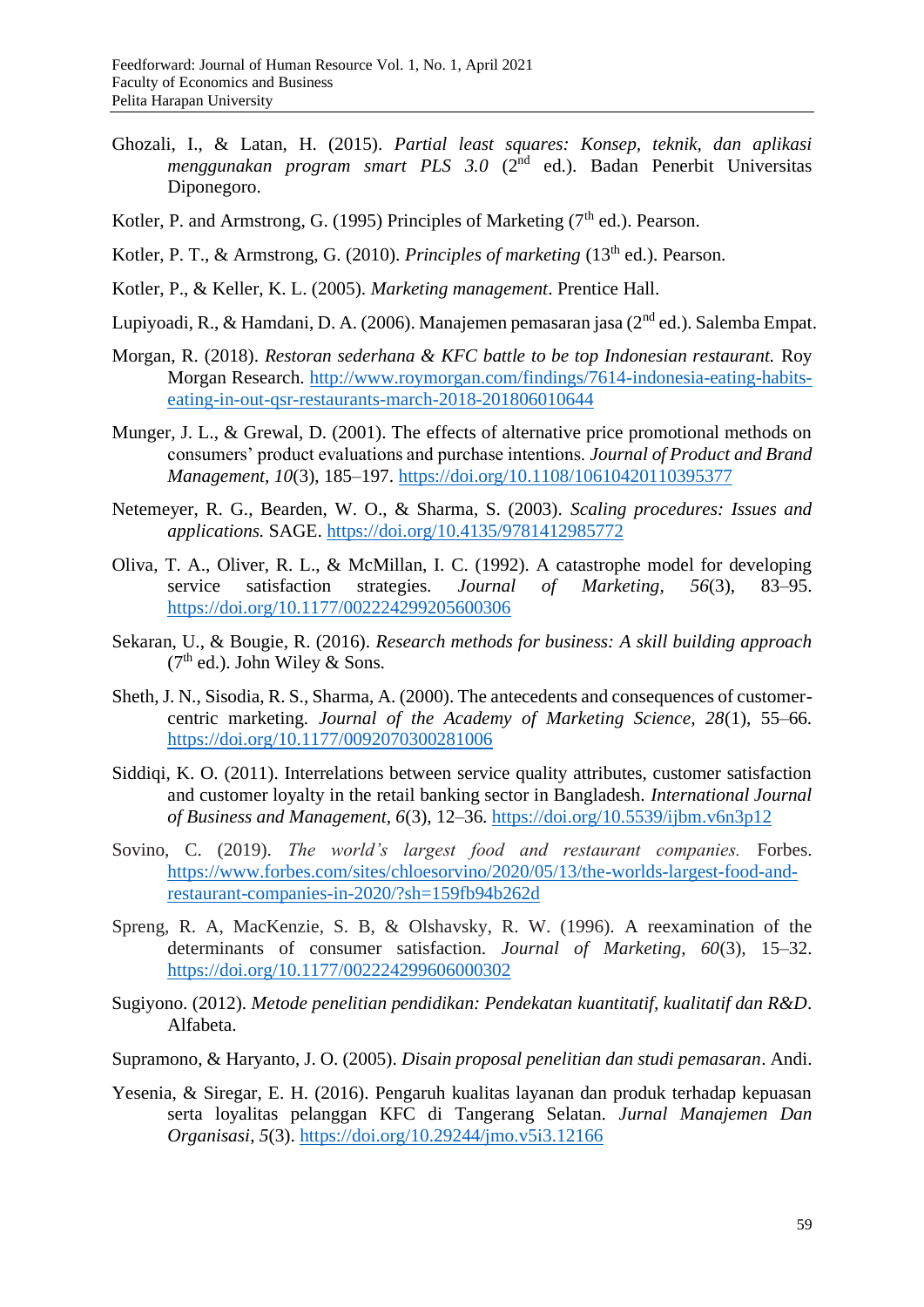Ghozali, I., & Latan, H. (2015). *Partial least squares: Konsep, teknik, dan aplikasi menggunakan program smart PLS 3.0* (2nd ed.). Badan Penerbit Universitas Diponegoro.

Kotler, P. and Armstrong, G. (1995) Principles of Marketing (7th ed.). Pearson.

Kotler, P. T., & Armstrong, G. (2010). *Principles of marketing* (13th ed.). Pearson.

Kotler, P., & Keller, K. L. (2005). *Marketing management*. Prentice Hall.

Lupiyoadi, R., & Hamdani, D. A. (2006). Manajemen pemasaran jasa (2nd ed.). Salemba Empat.

Morgan, R. (2018). *Restoran sederhana & KFC battle to be top Indonesian restaurant.* Roy Morgan Research. http://www.roymorgan.com/findings/7614-indonesia-eating-habits-eating-in-out-qsr-restaurants-march-2018-201806010644

Munger, J. L., & Grewal, D. (2001). The effects of alternative price promotional methods on consumers' product evaluations and purchase intentions. *Journal of Product and Brand Management, 10*(3), 185–197. https://doi.org/10.1108/10610420110395377

Netemeyer, R. G., Bearden, W. O., & Sharma, S. (2003). *Scaling procedures: Issues and applications.* SAGE. https://doi.org/10.4135/9781412985772

Oliva, T. A., Oliver, R. L., & McMillan, I. C. (1992). A catastrophe model for developing service satisfaction strategies. *Journal of Marketing, 56*(3), 83–95. https://doi.org/10.1177/002224299205600306

Sekaran, U., & Bougie, R. (2016). *Research methods for business: A skill building approach* (7th ed.). John Wiley & Sons.

Sheth, J. N., Sisodia, R. S., Sharma, A. (2000). The antecedents and consequences of customer-centric marketing. *Journal of the Academy of Marketing Science, 28*(1), 55–66. https://doi.org/10.1177/0092070300281006

Siddiqi, K. O. (2011). Interrelations between service quality attributes, customer satisfaction and customer loyalty in the retail banking sector in Bangladesh. *International Journal of Business and Management, 6*(3), 12–36. https://doi.org/10.5539/ijbm.v6n3p12

Sovino, C. (2019). *The world's largest food and restaurant companies.* Forbes. https://www.forbes.com/sites/chloesorvino/2020/05/13/the-worlds-largest-food-and-restaurant-companies-in-2020/?sh=159fb94b262d

Spreng, R. A, MacKenzie, S. B, & Olshavsky, R. W. (1996). A reexamination of the determinants of consumer satisfaction. *Journal of Marketing, 60*(3), 15–32. https://doi.org/10.1177/002224299606000302

Sugiyono. (2012). *Metode penelitian pendidikan: Pendekatan kuantitatif, kualitatif dan R&D*. Alfabeta.

Supramono, & Haryanto, J. O. (2005). *Disain proposal penelitian dan studi pemasaran*. Andi.

Yesenia, & Siregar, E. H. (2016). Pengaruh kualitas layanan dan produk terhadap kepuasan serta loyalitas pelanggan KFC di Tangerang Selatan. *Jurnal Manajemen Dan Organisasi*, *5*(3). https://doi.org/10.29244/jmo.v5i3.12166